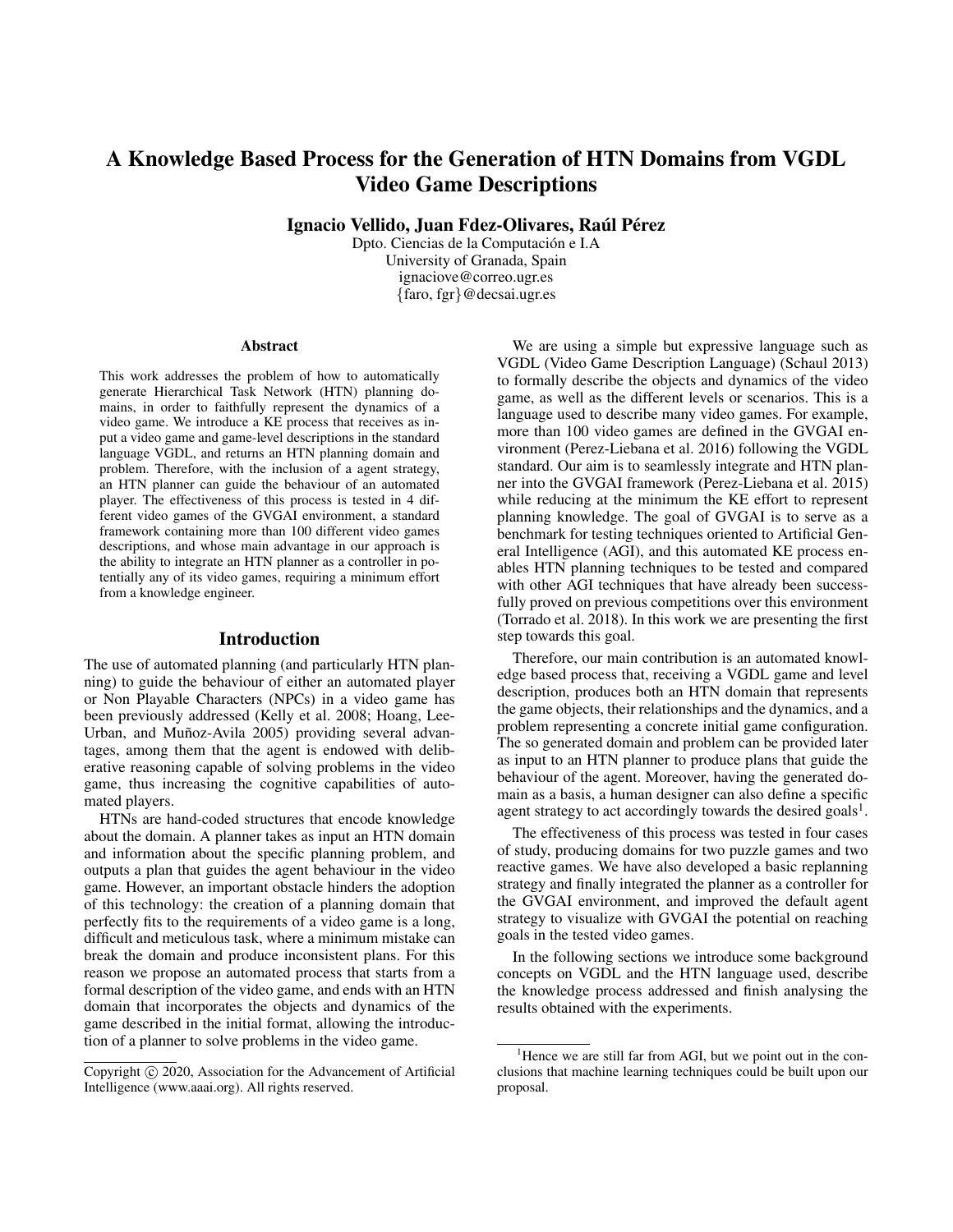# A Knowledge Based Process for the Generation of HTN Domains from VGDL Video Game Descriptions

**Ignacio Vellido, Juan Fdez-Olivares, Raúl Pérez**

Dpto. Ciencias de la Computación e I.A
University of Granada, Spain
ignaciove@correo.ugr.es
{faro, fgr}@decsai.ugr.es

## Abstract

This work addresses the problem of how to automatically generate Hierarchical Task Network (HTN) planning domains, in order to faithfully represent the dynamics of a video game. We introduce a KE process that receives as input a video game and game-level descriptions in the standard language VGDL, and returns an HTN planning domain and problem. Therefore, with the inclusion of a agent strategy, an HTN planner can guide the behaviour of an automated player. The effectiveness of this process is tested in 4 different video games of the GVGAI environment, a standard framework containing more than 100 different video games descriptions, and whose main advantage in our approach is the ability to integrate an HTN planner as a controller in potentially any of its video games, requiring a minimum effort from a knowledge engineer.

## Introduction

The use of automated planning (and particularly HTN planning) to guide the behaviour of either an automated player or Non Playable Characters (NPCs) in a video game has been previously addressed (Kelly et al. 2008; Hoang, Lee-Urban, and Muñoz-Avila 2005) providing several advantages, among them that the agent is endowed with deliberative reasoning capable of solving problems in the video game, thus increasing the cognitive capabilities of automated players.

HTNs are hand-coded structures that encode knowledge about the domain. A planner takes as input an HTN domain and information about the specific planning problem, and outputs a plan that guides the agent behaviour in the video game. However, an important obstacle hinders the adoption of this technology: the creation of a planning domain that perfectly fits to the requirements of a video game is a long, difficult and meticulous task, where a minimum mistake can break the domain and produce inconsistent plans. For this reason we propose an automated process that starts from a formal description of the video game, and ends with an HTN domain that incorporates the objects and dynamics of the game described in the initial format, allowing the introduction of a planner to solve problems in the video game.

We are using a simple but expressive language such as VGDL (Video Game Description Language) (Schaul 2013) to formally describe the objects and dynamics of the video game, as well as the different levels or scenarios. This is a language used to describe many video games. For example, more than 100 video games are defined in the GVGAI environment (Perez-Liebana et al. 2016) following the VGDL standard. Our aim is to seamlessly integrate and HTN planner into the GVGAI framework (Perez-Liebana et al. 2015) while reducing at the minimum the KE effort to represent planning knowledge. The goal of GVGAI is to serve as a benchmark for testing techniques oriented to Artificial General Intelligence (AGI), and this automated KE process enables HTN planning techniques to be tested and compared with other AGI techniques that have already been successfully proved on previous competitions over this environment (Torrado et al. 2018). In this work we are presenting the first step towards this goal.

Therefore, our main contribution is an automated knowledge based process that, receiving a VGDL game and level description, produces both an HTN domain that represents the game objects, their relationships and the dynamics, and a problem representing a concrete initial game configuration. The so generated domain and problem can be provided later as input to an HTN planner to produce plans that guide the behaviour of the agent. Moreover, having the generated domain as a basis, a human designer can also define a specific agent strategy to act accordingly towards the desired goals[1].

The effectiveness of this process was tested in four cases of study, producing domains for two puzzle games and two reactive games. We have also developed a basic replanning strategy and finally integrated the planner as a controller for the GVGAI environment, and improved the default agent strategy to visualize with GVGAI the potential on reaching goals in the tested video games.

In the following sections we introduce some background concepts on VGDL and the HTN language used, describe the knowledge process addressed and finish analysing the results obtained with the experiments.

[1] Hence we are still far from AGI, but we point out in the conclusions that machine learning techniques could be built upon our proposal.

Copyright © 2020, Association for the Advancement of Artificial Intelligence (www.aaai.org). All rights reserved.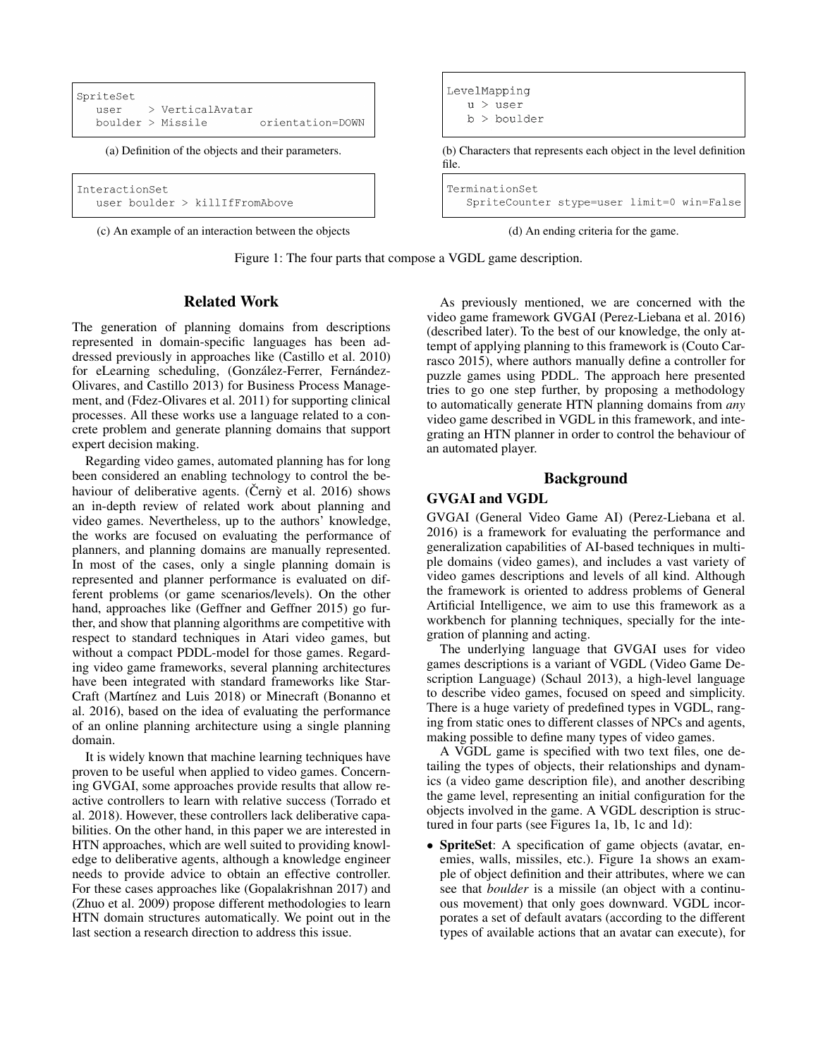```
SpriteSet
   user    > VerticalAvatar
   boulder > Missile        orientation=DOWN
```

(a) Definition of the objects and their parameters.

```
LevelMapping
   u > user
   b > boulder
```

(b) Characters that represents each object in the level definition file.

```
InteractionSet
   user boulder > killIfFromAbove
```

(c) An example of an interaction between the objects

```
TerminationSet
   SpriteCounter stype=user limit=0 win=False
```

(d) An ending criteria for the game.

Figure 1: The four parts that compose a VGDL game description.

## Related Work

The generation of planning domains from descriptions represented in domain-specific languages has been addressed previously in approaches like (Castillo et al. 2010) for eLearning scheduling, (González-Ferrer, Fernández-Olivares, and Castillo 2013) for Business Process Management, and (Fdez-Olivares et al. 2011) for supporting clinical processes. All these works use a language related to a concrete problem and generate planning domains that support expert decision making.

Regarding video games, automated planning has for long been considered an enabling technology to control the behaviour of deliberative agents. (Černý et al. 2016) shows an in-depth review of related work about planning and video games. Nevertheless, up to the authors' knowledge, the works are focused on evaluating the performance of planners, and planning domains are manually represented. In most of the cases, only a single planning domain is represented and planner performance is evaluated on different problems (or game scenarios/levels). On the other hand, approaches like (Geffner and Geffner 2015) go further, and show that planning algorithms are competitive with respect to standard techniques in Atari video games, but without a compact PDDL-model for those games. Regarding video game frameworks, several planning architectures have been integrated with standard frameworks like StarCraft (Martínez and Luis 2018) or Minecraft (Bonanno et al. 2016), based on the idea of evaluating the performance of an online planning architecture using a single planning domain.

It is widely known that machine learning techniques have proven to be useful when applied to video games. Concerning GVGAI, some approaches provide results that allow reactive controllers to learn with relative success (Torrado et al. 2018). However, these controllers lack deliberative capabilities. On the other hand, in this paper we are interested in HTN approaches, which are well suited to providing knowledge to deliberative agents, although a knowledge engineer needs to provide advice to obtain an effective controller. For these cases approaches like (Gopalakrishnan 2017) and (Zhuo et al. 2009) propose different methodologies to learn HTN domain structures automatically. We point out in the last section a research direction to address this issue.

As previously mentioned, we are concerned with the video game framework GVGAI (Perez-Liebana et al. 2016) (described later). To the best of our knowledge, the only attempt of applying planning to this framework is (Couto Carrasco 2015), where authors manually define a controller for puzzle games using PDDL. The approach here presented tries to go one step further, by proposing a methodology to automatically generate HTN planning domains from *any* video game described in VGDL in this framework, and integrating an HTN planner in order to control the behaviour of an automated player.

## Background

### GVGAI and VGDL

GVGAI (General Video Game AI) (Perez-Liebana et al. 2016) is a framework for evaluating the performance and generalization capabilities of AI-based techniques in multiple domains (video games), and includes a vast variety of video games descriptions and levels of all kind. Although the framework is oriented to address problems of General Artificial Intelligence, we aim to use this framework as a workbench for planning techniques, specially for the integration of planning and acting.

The underlying language that GVGAI uses for video games descriptions is a variant of VGDL (Video Game Description Language) (Schaul 2013), a high-level language to describe video games, focused on speed and simplicity. There is a huge variety of predefined types in VGDL, ranging from static ones to different classes of NPCs and agents, making possible to define many types of video games.

A VGDL game is specified with two text files, one detailing the types of objects, their relationships and dynamics (a video game description file), and another describing the game level, representing an initial configuration for the objects involved in the game. A VGDL description is structured in four parts (see Figures 1a, 1b, 1c and 1d):

- **SpriteSet**: A specification of game objects (avatar, enemies, walls, missiles, etc.). Figure 1a shows an example of object definition and their attributes, where we can see that *boulder* is a missile (an object with a continuous movement) that only goes downward. VGDL incorporates a set of default avatars (according to the different types of available actions that an avatar can execute), for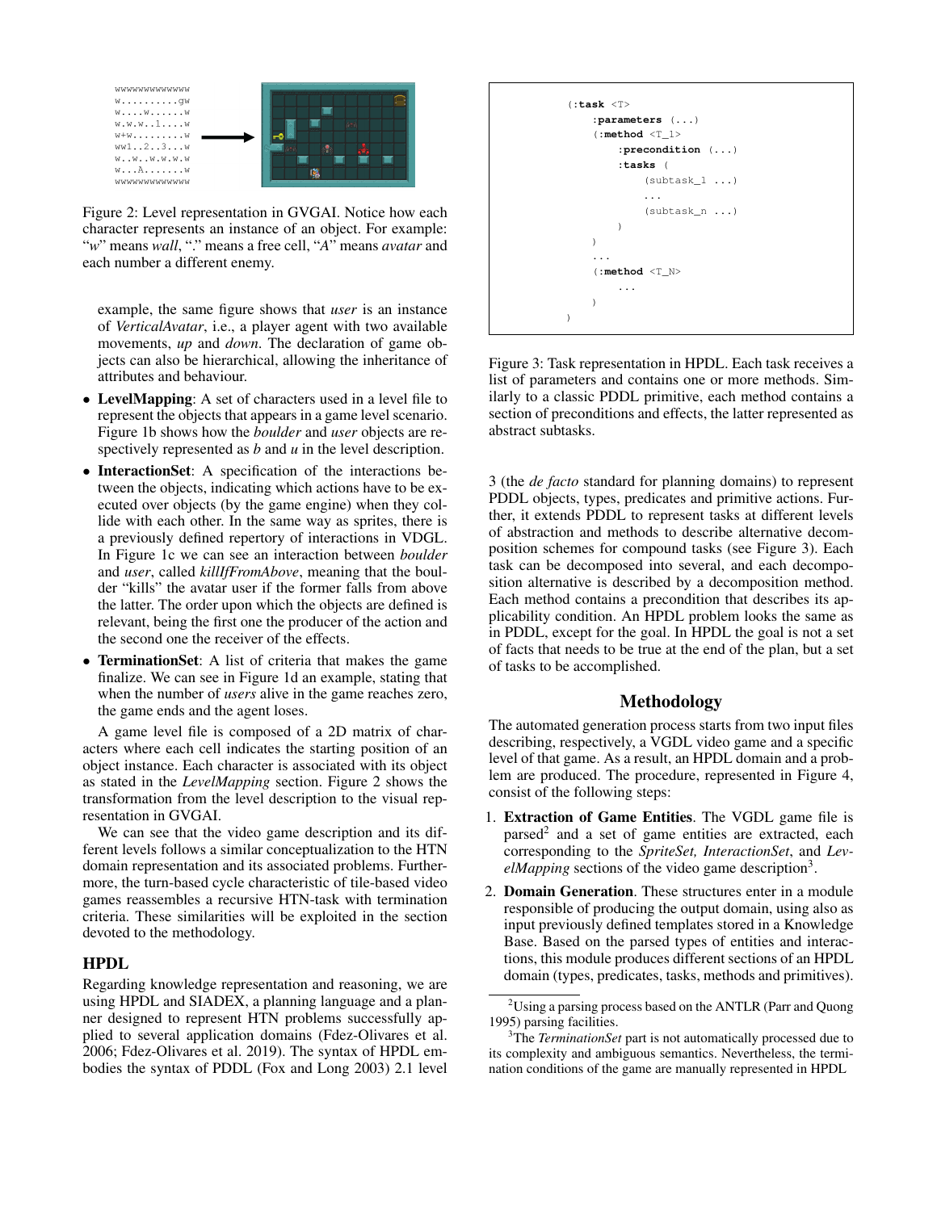```
wwwwwwwwwwwwww
w..........gw
w....w......w
w.w.w..1....w
w+w.........w
ww1..2..3...w
w..w..w.w.w.w
w...A.......w
wwwwwwwwwwwww
```

Figure 2: Level representation in GVGAI. Notice how each character represents an instance of an object. For example: "*w*" means *wall*, "." means a free cell, "*A*" means *avatar* and each number a different enemy.

example, the same figure shows that *user* is an instance of *VerticalAvatar*, i.e., a player agent with two available movements, *up* and *down*. The declaration of game objects can also be hierarchical, allowing the inheritance of attributes and behaviour.

- **LevelMapping**: A set of characters used in a level file to represent the objects that appears in a game level scenario. Figure 1b shows how the *boulder* and *user* objects are respectively represented as *b* and *u* in the level description.
- **InteractionSet**: A specification of the interactions between the objects, indicating which actions have to be executed over objects (by the game engine) when they collide with each other. In the same way as sprites, there is a previously defined repertory of interactions in VDGL. In Figure 1c we can see an interaction between *boulder* and *user*, called *killIfFromAbove*, meaning that the boulder "kills" the avatar user if the former falls from above the latter. The order upon which the objects are defined is relevant, being the first one the producer of the action and the second one the receiver of the effects.
- **TerminationSet**: A list of criteria that makes the game finalize. We can see in Figure 1d an example, stating that when the number of *users* alive in the game reaches zero, the game ends and the agent loses.

A game level file is composed of a 2D matrix of characters where each cell indicates the starting position of an object instance. Each character is associated with its object as stated in the *LevelMapping* section. Figure 2 shows the transformation from the level description to the visual representation in GVGAI.

We can see that the video game description and its different levels follows a similar conceptualization to the HTN domain representation and its associated problems. Furthermore, the turn-based cycle characteristic of tile-based video games reassembles a recursive HTN-task with termination criteria. These similarities will be exploited in the section devoted to the methodology.

## HPDL

Regarding knowledge representation and reasoning, we are using HPDL and SIADEX, a planning language and a planner designed to represent HTN problems successfully applied to several application domains (Fdez-Olivares et al. 2006; Fdez-Olivares et al. 2019). The syntax of HPDL embodies the syntax of PDDL (Fox and Long 2003) 2.1 level 3 (the *de facto* standard for planning domains) to represent PDDL objects, types, predicates and primitive actions. Further, it extends PDDL to represent tasks at different levels of abstraction and methods to describe alternative decomposition schemes for compound tasks (see Figure 3). Each task can be decomposed into several, and each decomposition alternative is described by a decomposition method. Each method contains a precondition that describes its applicability condition. An HPDL problem looks the same as in PDDL, except for the goal. In HPDL the goal is not a set of facts that needs to be true at the end of the plan, but a set of tasks to be accomplished.

```
(:task <T>
    :parameters (...)
    (:method <T_1>
        :precondition (...)
        :tasks (
            (subtask_1 ...)
            ...
            (subtask_n ...)
        )
    )
    ...
    (:method <T_N>
        ...
    )
)
```

Figure 3: Task representation in HPDL. Each task receives a list of parameters and contains one or more methods. Similarly to a classic PDDL primitive, each method contains a section of preconditions and effects, the latter represented as abstract subtasks.

## Methodology

The automated generation process starts from two input files describing, respectively, a VGDL video game and a specific level of that game. As a result, an HPDL domain and a problem are produced. The procedure, represented in Figure 4, consist of the following steps:

1. **Extraction of Game Entities**. The VGDL game file is parsed[2] and a set of game entities are extracted, each corresponding to the *SpriteSet, InteractionSet*, and *LevelMapping* sections of the video game description[3].
2. **Domain Generation**. These structures enter in a module responsible of producing the output domain, using also as input previously defined templates stored in a Knowledge Base. Based on the parsed types of entities and interactions, this module produces different sections of an HPDL domain (types, predicates, tasks, methods and primitives).

[2]Using a parsing process based on the ANTLR (Parr and Quong 1995) parsing facilities.

[3]The *TerminationSet* part is not automatically processed due to its complexity and ambiguous semantics. Nevertheless, the termination conditions of the game are manually represented in HPDL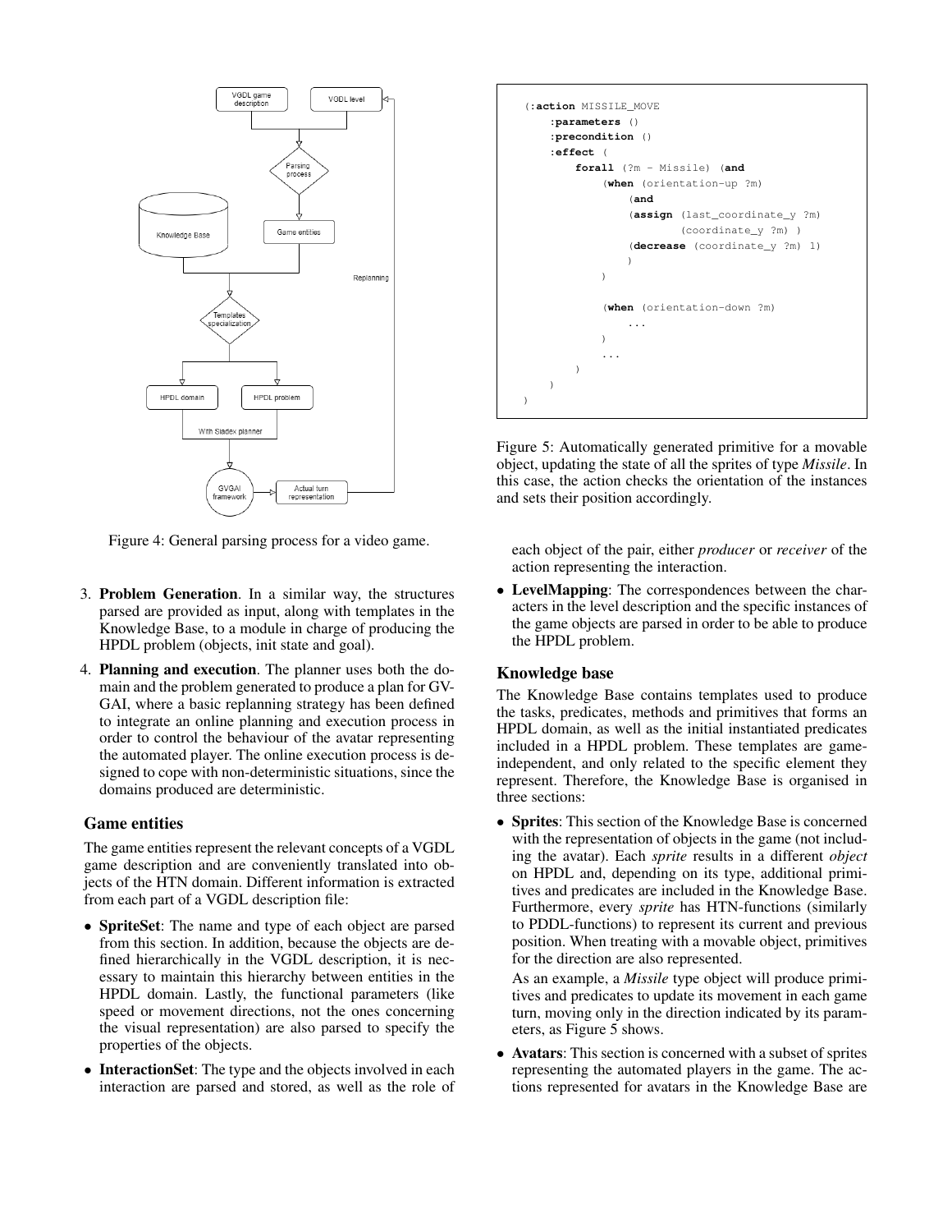Figure 4: General parsing process for a video game.

3. **Problem Generation**. In a similar way, the structures parsed are provided as input, along with templates in the Knowledge Base, to a module in charge of producing the HPDL problem (objects, init state and goal).
4. **Planning and execution**. The planner uses both the domain and the problem generated to produce a plan for GVGAI, where a basic replanning strategy has been defined to integrate an online planning and execution process in order to control the behaviour of the avatar representing the automated player. The online execution process is designed to cope with non-deterministic situations, since the domains produced are deterministic.

## Game entities

The game entities represent the relevant concepts of a VGDL game description and are conveniently translated into objects of the HTN domain. Different information is extracted from each part of a VGDL description file:

- **SpriteSet**: The name and type of each object are parsed from this section. In addition, because the objects are defined hierarchically in the VGDL description, it is necessary to maintain this hierarchy between entities in the HPDL domain. Lastly, the functional parameters (like speed or movement directions, not the ones concerning the visual representation) are also parsed to specify the properties of the objects.
- **InteractionSet**: The type and the objects involved in each interaction are parsed and stored, as well as the role of each object of the pair, either *producer* or *receiver* of the action representing the interaction.
- **LevelMapping**: The correspondences between the characters in the level description and the specific instances of the game objects are parsed in order to be able to produce the HPDL problem.

```
(:action MISSILE_MOVE
    :parameters ()
    :precondition ()
    :effect (
        forall (?m - Missile) (and
            (when (orientation-up ?m)
                (and
                (assign (last_coordinate_y ?m)
                        (coordinate_y ?m) )
                (decrease (coordinate_y ?m) 1)
                )
            )

            (when (orientation-down ?m)
                ...
            )
            ...
        )
    )
)
```

Figure 5: Automatically generated primitive for a movable object, updating the state of all the sprites of type *Missile*. In this case, the action checks the orientation of the instances and sets their position accordingly.

## Knowledge base

The Knowledge Base contains templates used to produce the tasks, predicates, methods and primitives that forms an HPDL domain, as well as the initial instantiated predicates included in a HPDL problem. These templates are game-independent, and only related to the specific element they represent. Therefore, the Knowledge Base is organised in three sections:

- **Sprites**: This section of the Knowledge Base is concerned with the representation of objects in the game (not including the avatar). Each *sprite* results in a different *object* on HPDL and, depending on its type, additional primitives and predicates are included in the Knowledge Base. Furthermore, every *sprite* has HTN-functions (similarly to PDDL-functions) to represent its current and previous position. When treating with a movable object, primitives for the direction are also represented.

  As an example, a *Missile* type object will produce primitives and predicates to update its movement in each game turn, moving only in the direction indicated by its parameters, as Figure 5 shows.
- **Avatars**: This section is concerned with a subset of sprites representing the automated players in the game. The actions represented for avatars in the Knowledge Base are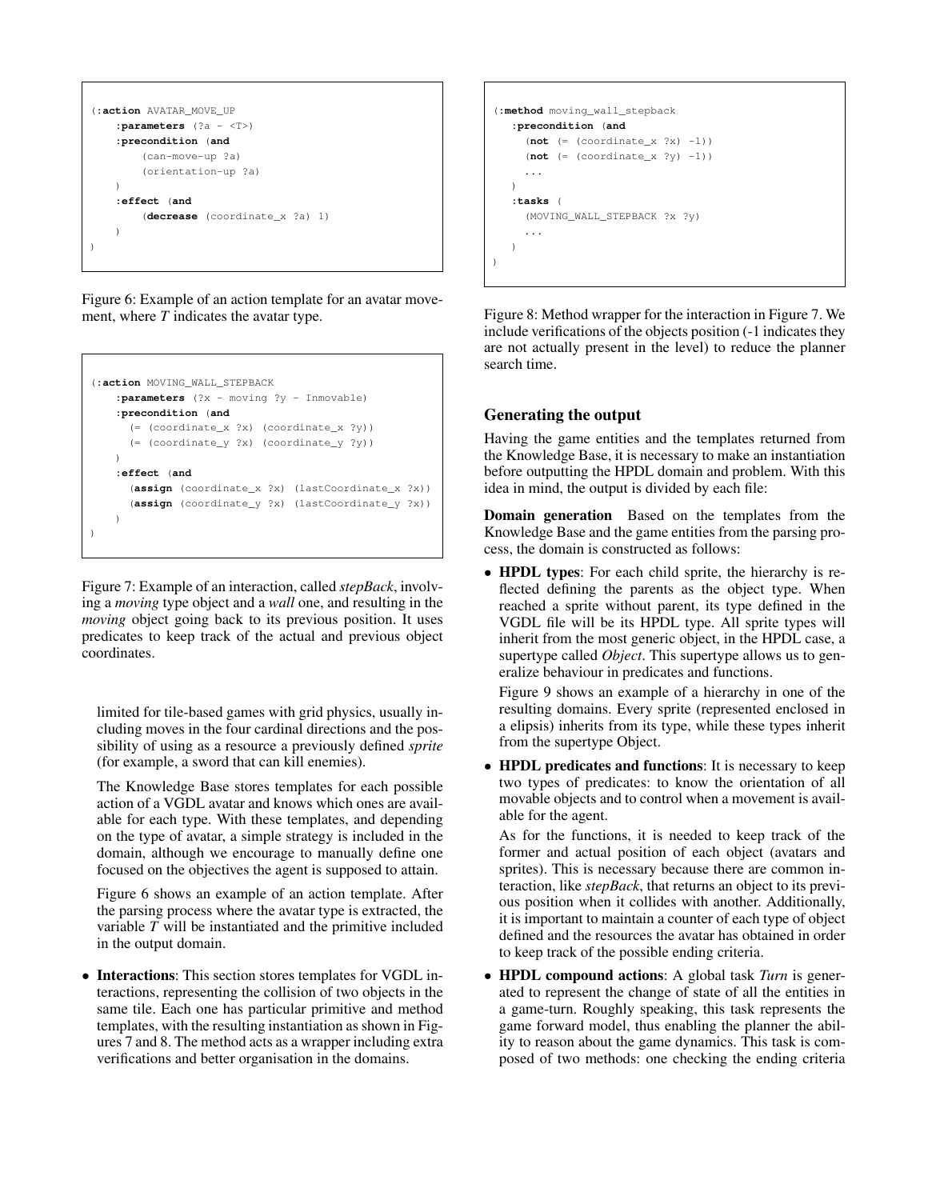```
(:action AVATAR_MOVE_UP
    :parameters (?a - <T>)
    :precondition (and
        (can-move-up ?a)
        (orientation-up ?a)
    )
    :effect (and
        (decrease (coordinate_x ?a) 1)
    )
)
```

Figure 6: Example of an action template for an avatar movement, where *T* indicates the avatar type.

```
(:action MOVING_WALL_STEPBACK
    :parameters (?x - moving ?y - Inmovable)
    :precondition (and
      (= (coordinate_x ?x) (coordinate_x ?y))
      (= (coordinate_y ?x) (coordinate_y ?y))
    )
    :effect (and
      (assign (coordinate_x ?x) (lastCoordinate_x ?x))
      (assign (coordinate_y ?x) (lastCoordinate_y ?x))
    )
)
```

Figure 7: Example of an interaction, called *stepBack*, involving a *moving* type object and a *wall* one, and resulting in the *moving* object going back to its previous position. It uses predicates to keep track of the actual and previous object coordinates.

limited for tile-based games with grid physics, usually including moves in the four cardinal directions and the possibility of using as a resource a previously defined *sprite* (for example, a sword that can kill enemies).

The Knowledge Base stores templates for each possible action of a VGDL avatar and knows which ones are available for each type. With these templates, and depending on the type of avatar, a simple strategy is included in the domain, although we encourage to manually define one focused on the objectives the agent is supposed to attain.

Figure 6 shows an example of an action template. After the parsing process where the avatar type is extracted, the variable *T* will be instantiated and the primitive included in the output domain.

- **Interactions**: This section stores templates for VGDL interactions, representing the collision of two objects in the same tile. Each one has particular primitive and method templates, with the resulting instantiation as shown in Figures 7 and 8. The method acts as a wrapper including extra verifications and better organisation in the domains.

```
(:method moving_wall_stepback
   :precondition (and
     (not (= (coordinate_x ?x) -1))
     (not (= (coordinate_x ?y) -1))
     ...
   )
   :tasks (
     (MOVING_WALL_STEPBACK ?x ?y)
     ...
   )
)
```

Figure 8: Method wrapper for the interaction in Figure 7. We include verifications of the objects position (-1 indicates they are not actually present in the level) to reduce the planner search time.

## Generating the output

Having the game entities and the templates returned from the Knowledge Base, it is necessary to make an instantiation before outputting the HPDL domain and problem. With this idea in mind, the output is divided by each file:

**Domain generation** Based on the templates from the Knowledge Base and the game entities from the parsing process, the domain is constructed as follows:

- **HPDL types**: For each child sprite, the hierarchy is reflected defining the parents as the object type. When reached a sprite without parent, its type defined in the VGDL file will be its HPDL type. All sprite types will inherit from the most generic object, in the HPDL case, a supertype called *Object*. This supertype allows us to generalize behaviour in predicates and functions.

  Figure 9 shows an example of a hierarchy in one of the resulting domains. Every sprite (represented enclosed in a elipsis) inherits from its type, while these types inherit from the supertype Object.

- **HPDL predicates and functions**: It is necessary to keep two types of predicates: to know the orientation of all movable objects and to control when a movement is available for the agent.

  As for the functions, it is needed to keep track of the former and actual position of each object (avatars and sprites). This is necessary because there are common interaction, like *stepBack*, that returns an object to its previous position when it collides with another. Additionally, it is important to maintain a counter of each type of object defined and the resources the avatar has obtained in order to keep track of the possible ending criteria.

- **HPDL compound actions**: A global task *Turn* is generated to represent the change of state of all the entities in a game-turn. Roughly speaking, this task represents the game forward model, thus enabling the planner the ability to reason about the game dynamics. This task is composed of two methods: one checking the ending criteria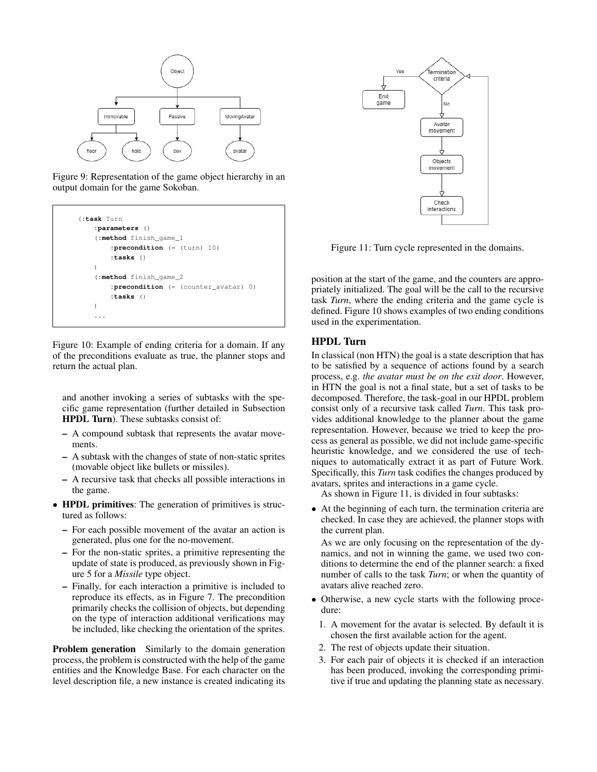Figure 9: Representation of the game object hierarchy in an output domain for the game Sokoban.

```
(:task Turn
    :parameters ()
    (:method finish_game_1
        :precondition (= (turn) 10)
        :tasks ()
    )
    (:method finish_game_2
        :precondition (= (counter_avatar) 0)
        :tasks ()
    )
    ...
```

Figure 10: Example of ending criteria for a domain. If any of the preconditions evaluate as true, the planner stops and return the actual plan.

and another invoking a series of subtasks with the specific game representation (further detailed in Subsection **HPDL Turn**). These subtasks consist of:

- A compound subtask that represents the avatar movements.
- A subtask with the changes of state of non-static sprites (movable object like bullets or missiles).
- A recursive task that checks all possible interactions in the game.

- **HPDL primitives**: The generation of primitives is structured as follows:
  - For each possible movement of the avatar an action is generated, plus one for the no-movement.
  - For the non-static sprites, a primitive representing the update of state is produced, as previously shown in Figure 5 for a *Missile* type object.
  - Finally, for each interaction a primitive is included to reproduce its effects, as in Figure 7. The precondition primarily checks the collision of objects, but depending on the type of interaction additional verifications may be included, like checking the orientation of the sprites.

**Problem generation** Similarly to the domain generation process, the problem is constructed with the help of the game entities and the Knowledge Base. For each character on the level description file, a new instance is created indicating its position at the start of the game, and the counters are appropriately initialized. The goal will be the call to the recursive task *Turn*, where the ending criteria and the game cycle is defined. Figure 10 shows examples of two ending conditions used in the experimentation.

Figure 11: Turn cycle represented in the domains.

## HPDL Turn

In classical (non HTN) the goal is a state description that has to be satisfied by a sequence of actions found by a search process, e.g. *the avatar must be on the exit door*. However, in HTN the goal is not a final state, but a set of tasks to be decomposed. Therefore, the task-goal in our HPDL problem consist only of a recursive task called *Turn*. This task provides additional knowledge to the planner about the game representation. However, because we tried to keep the process as general as possible, we did not include game-specific heuristic knowledge, and we considered the use of techniques to automatically extract it as part of Future Work. Specifically, this *Turn* task codifies the changes produced by avatars, sprites and interactions in a game cycle.

As shown in Figure 11, is divided in four subtasks:

- At the beginning of each turn, the termination criteria are checked. In case they are achieved, the planner stops with the current plan.

  As we are only focusing on the representation of the dynamics, and not in winning the game, we used two conditions to determine the end of the planner search: a fixed number of calls to the task *Turn*; or when the quantity of avatars alive reached zero.

- Otherwise, a new cycle starts with the following procedure:
  1. A movement for the avatar is selected. By default it is chosen the first available action for the agent.
  2. The rest of objects update their situation.
  3. For each pair of objects it is checked if an interaction has been produced, invoking the corresponding primitive if true and updating the planning state as necessary.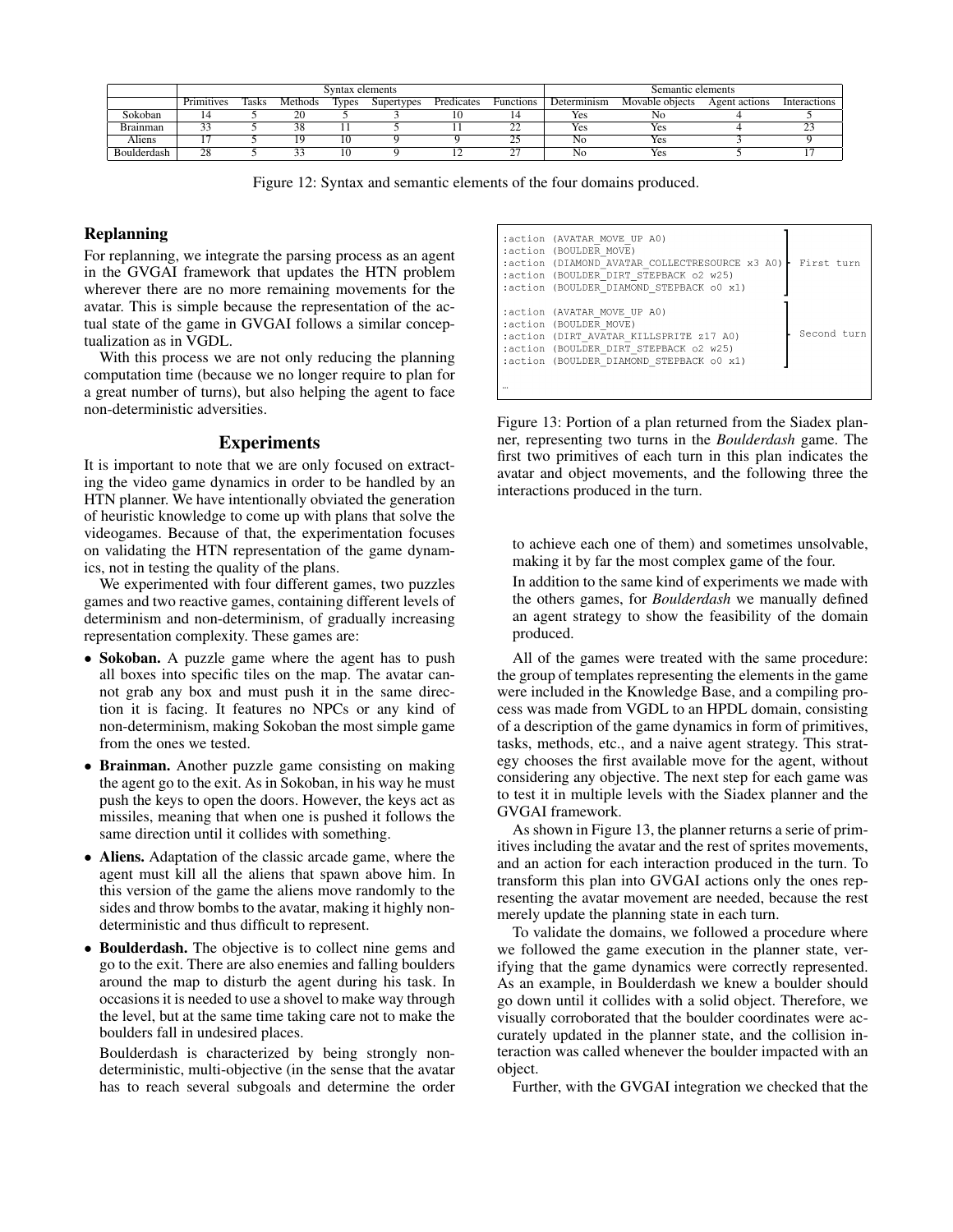| | Syntax elements | | | | | | | Semantic elements | | | |
|---|---|---|---|---|---|---|---|---|---|---|---|
| | Primitives | Tasks | Methods | Types | Supertypes | Predicates | Functions | Determinism | Movable objects | Agent actions | Interactions |
| Sokoban | 14 | 5 | 20 | 5 | 3 | 10 | 14 | Yes | No | 4 | 5 |
| Brainman | 33 | 5 | 38 | 11 | 5 | 11 | 22 | Yes | Yes | 4 | 23 |
| Aliens | 17 | 5 | 19 | 10 | 9 | 9 | 25 | No | Yes | 3 | 9 |
| Boulderdash | 28 | 5 | 33 | 10 | 9 | 12 | 27 | No | Yes | 5 | 17 |

Figure 12: Syntax and semantic elements of the four domains produced.

## Replanning

For replanning, we integrate the parsing process as an agent in the GVGAI framework that updates the HTN problem wherever there are no more remaining movements for the avatar. This is simple because the representation of the actual state of the game in GVGAI follows a similar conceptualization as in VGDL.

With this process we are not only reducing the planning computation time (because we no longer require to plan for a great number of turns), but also helping the agent to face non-deterministic adversities.

## Experiments

It is important to note that we are only focused on extracting the video game dynamics in order to be handled by an HTN planner. We have intentionally obviated the generation of heuristic knowledge to come up with plans that solve the videogames. Because of that, the experimentation focuses on validating the HTN representation of the game dynamics, not in testing the quality of the plans.

We experimented with four different games, two puzzles games and two reactive games, containing different levels of determinism and non-determinism, of gradually increasing representation complexity. These games are:

- **Sokoban.** A puzzle game where the agent has to push all boxes into specific tiles on the map. The avatar cannot grab any box and must push it in the same direction it is facing. It features no NPCs or any kind of non-determinism, making Sokoban the most simple game from the ones we tested.
- **Brainman.** Another puzzle game consisting on making the agent go to the exit. As in Sokoban, in his way he must push the keys to open the doors. However, the keys act as missiles, meaning that when one is pushed it follows the same direction until it collides with something.
- **Aliens.** Adaptation of the classic arcade game, where the agent must kill all the aliens that spawn above him. In this version of the game the aliens move randomly to the sides and throw bombs to the avatar, making it highly non-deterministic and thus difficult to represent.
- **Boulderdash.** The objective is to collect nine gems and go to the exit. There are also enemies and falling boulders around the map to disturb the agent during his task. In occasions it is needed to use a shovel to make way through the level, but at the same time taking care not to make the boulders fall in undesired places.

  Boulderdash is characterized by being strongly non-deterministic, multi-objective (in the sense that the avatar has to reach several subgoals and determine the order to achieve each one of them) and sometimes unsolvable, making it by far the most complex game of the four.

  In addition to the same kind of experiments we made with the others games, for *Boulderdash* we manually defined an agent strategy to show the feasibility of the domain produced.

```
:action (AVATAR_MOVE_UP A0)
:action (BOULDER_MOVE)
:action (DIAMOND_AVATAR_COLLECTRESOURCE x3 A0)    First turn
:action (BOULDER_DIRT_STEPBACK o2 w25)
:action (BOULDER_DIAMOND_STEPBACK o0 x1)

:action (AVATAR_MOVE_UP A0)
:action (BOULDER_MOVE)
:action (DIRT_AVATAR_KILLSPRITE z17 A0)           Second turn
:action (BOULDER_DIRT_STEPBACK o2 w25)
:action (BOULDER_DIAMOND_STEPBACK o0 x1)

…
```

Figure 13: Portion of a plan returned from the Siadex planner, representing two turns in the *Boulderdash* game. The first two primitives of each turn in this plan indicates the avatar and object movements, and the following three the interactions produced in the turn.

All of the games were treated with the same procedure: the group of templates representing the elements in the game were included in the Knowledge Base, and a compiling process was made from VGDL to an HPDL domain, consisting of a description of the game dynamics in form of primitives, tasks, methods, etc., and a naive agent strategy. This strategy chooses the first available move for the agent, without considering any objective. The next step for each game was to test it in multiple levels with the Siadex planner and the GVGAI framework.

As shown in Figure 13, the planner returns a serie of primitives including the avatar and the rest of sprites movements, and an action for each interaction produced in the turn. To transform this plan into GVGAI actions only the ones representing the avatar movement are needed, because the rest merely update the planning state in each turn.

To validate the domains, we followed a procedure where we followed the game execution in the planner state, verifying that the game dynamics were correctly represented. As an example, in Boulderdash we knew a boulder should go down until it collides with a solid object. Therefore, we visually corroborated that the boulder coordinates were accurately updated in the planner state, and the collision interaction was called whenever the boulder impacted with an object.

Further, with the GVGAI integration we checked that the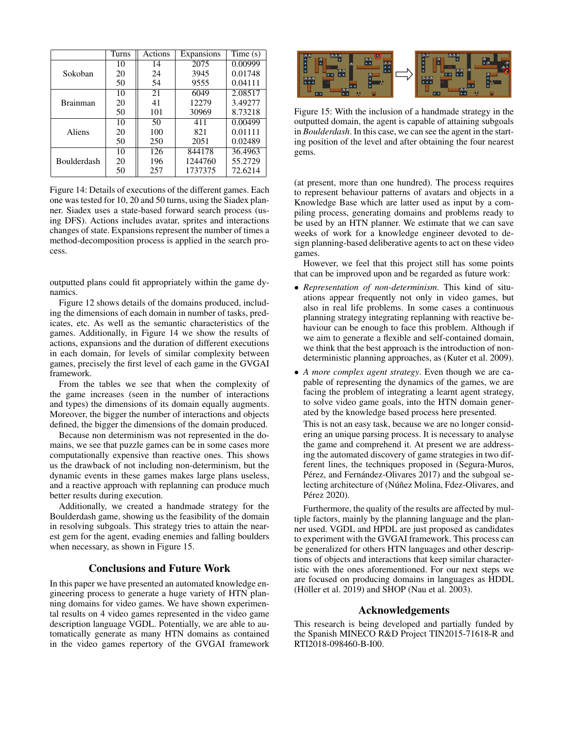| | Turns | Actions | Expansions | Time (s) |
|---|---|---|---|---|
| Sokoban | 10 | 14 | 2075 | 0.00999 |
| | 20 | 24 | 3945 | 0.01748 |
| | 50 | 54 | 9555 | 0.04111 |
| Brainman | 10 | 21 | 6049 | 2.08517 |
| | 20 | 41 | 12279 | 3.49277 |
| | 50 | 101 | 30969 | 8.73218 |
| Aliens | 10 | 50 | 411 | 0.00499 |
| | 20 | 100 | 821 | 0.01111 |
| | 50 | 250 | 2051 | 0.02489 |
| Boulderdash | 10 | 126 | 844178 | 36.4963 |
| | 20 | 196 | 1244760 | 55.2729 |
| | 50 | 257 | 1737375 | 72.6214 |

Figure 14: Details of executions of the different games. Each one was tested for 10, 20 and 50 turns, using the Siadex planner. Siadex uses a state-based forward search process (using DFS). Actions includes avatar, sprites and interactions changes of state. Expansions represent the number of times a method-decomposition process is applied in the search process.

outputted plans could fit appropriately within the game dynamics.

Figure 12 shows details of the domains produced, including the dimensions of each domain in number of tasks, predicates, etc. As well as the semantic characteristics of the games. Additionally, in Figure 14 we show the results of actions, expansions and the duration of different executions in each domain, for levels of similar complexity between games, precisely the first level of each game in the GVGAI framework.

From the tables we see that when the complexity of the game increases (seen in the number of interactions and types) the dimensions of its domain equally augments. Moreover, the bigger the number of interactions and objects defined, the bigger the dimensions of the domain produced.

Because non determinism was not represented in the domains, we see that puzzle games can be in some cases more computationally expensive than reactive ones. This shows us the drawback of not including non-determinism, but the dynamic events in these games makes large plans useless, and a reactive approach with replanning can produce much better results during execution.

Additionally, we created a handmade strategy for the Boulderdash game, showing us the feasibility of the domain in resolving subgoals. This strategy tries to attain the nearest gem for the agent, evading enemies and falling boulders when necessary, as shown in Figure 15.

## Conclusions and Future Work

In this paper we have presented an automated knowledge engineering process to generate a huge variety of HTN planning domains for video games. We have shown experimental results on 4 video games represented in the video game description language VGDL. Potentially, we are able to automatically generate as many HTN domains as contained in the video games repertory of the GVGAI framework

Figure 15: With the inclusion of a handmade strategy in the outputted domain, the agent is capable of attaining subgoals in *Boulderdash*. In this case, we can see the agent in the starting position of the level and after obtaining the four nearest gems.

(at present, more than one hundred). The process requires to represent behaviour patterns of avatars and objects in a Knowledge Base which are latter used as input by a compiling process, generating domains and problems ready to be used by an HTN planner. We estimate that we can save weeks of work for a knowledge engineer devoted to design planning-based deliberative agents to act on these video games.

However, we feel that this project still has some points that can be improved upon and be regarded as future work:

- *Representation of non-determinism*. This kind of situations appear frequently not only in video games, but also in real life problems. In some cases a continuous planning strategy integrating replanning with reactive behaviour can be enough to face this problem. Although if we aim to generate a flexible and self-contained domain, we think that the best approach is the introduction of non-deterministic planning approaches, as (Kuter et al. 2009).
- *A more complex agent strategy*. Even though we are capable of representing the dynamics of the games, we are facing the problem of integrating a learnt agent strategy, to solve video game goals, into the HTN domain generated by the knowledge based process here presented.

  This is not an easy task, because we are no longer considering an unique parsing process. It is necessary to analyse the game and comprehend it. At present we are addressing the automated discovery of game strategies in two different lines, the techniques proposed in (Segura-Muros, Pérez, and Fernández-Olivares 2017) and the subgoal selecting architecture of (Núñez Molina, Fdez-Olivares, and Pérez 2020).

Furthermore, the quality of the results are affected by multiple factors, mainly by the planning language and the planner used. VGDL and HPDL are just proposed as candidates to experiment with the GVGAI framework. This process can be generalized for others HTN languages and other descriptions of objects and interactions that keep similar characteristic with the ones aforementioned. For our next steps we are focused on producing domains in languages as HDDL (Höller et al. 2019) and SHOP (Nau et al. 2003).

## Acknowledgements

This research is being developed and partially funded by the Spanish MINECO R&D Project TIN2015-71618-R and RTI2018-098460-B-I00.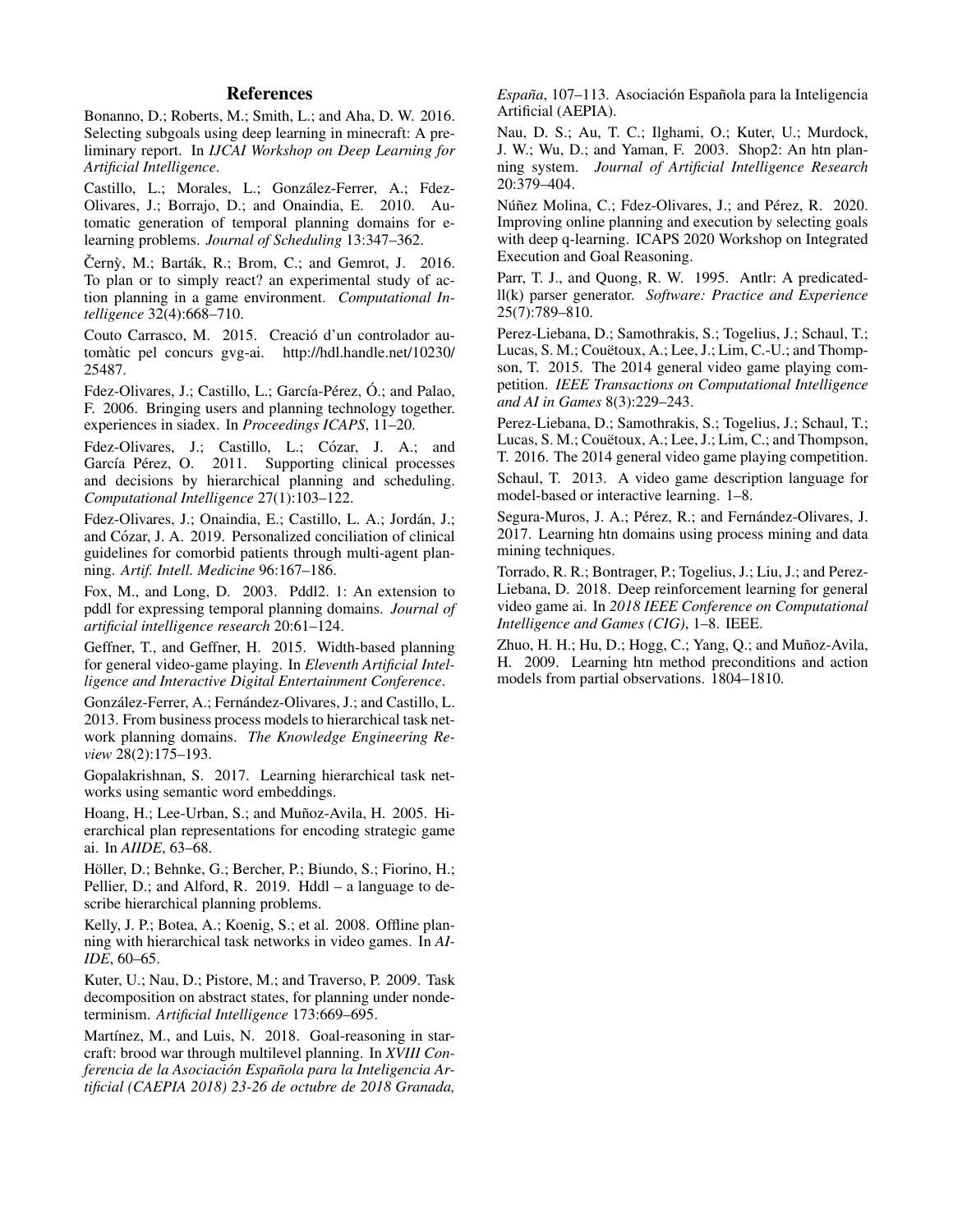## References

Bonanno, D.; Roberts, M.; Smith, L.; and Aha, D. W. 2016. Selecting subgoals using deep learning in minecraft: A preliminary report. In *IJCAI Workshop on Deep Learning for Artificial Intelligence*.

Castillo, L.; Morales, L.; González-Ferrer, A.; Fdez-Olivares, J.; Borrajo, D.; and Onaindia, E. 2010. Automatic generation of temporal planning domains for e-learning problems. *Journal of Scheduling* 13:347–362.

Černỳ, M.; Barták, R.; Brom, C.; and Gemrot, J. 2016. To plan or to simply react? an experimental study of action planning in a game environment. *Computational Intelligence* 32(4):668–710.

Couto Carrasco, M. 2015. Creació d'un controlador automàtic pel concurs gvg-ai. http://hdl.handle.net/10230/25487.

Fdez-Olivares, J.; Castillo, L.; García-Pérez, Ó.; and Palao, F. 2006. Bringing users and planning technology together. experiences in siadex. In *Proceedings ICAPS*, 11–20.

Fdez-Olivares, J.; Castillo, L.; Cózar, J. A.; and García Pérez, O. 2011. Supporting clinical processes and decisions by hierarchical planning and scheduling. *Computational Intelligence* 27(1):103–122.

Fdez-Olivares, J.; Onaindia, E.; Castillo, L. A.; Jordán, J.; and Cózar, J. A. 2019. Personalized conciliation of clinical guidelines for comorbid patients through multi-agent planning. *Artif. Intell. Medicine* 96:167–186.

Fox, M., and Long, D. 2003. Pddl2. 1: An extension to pddl for expressing temporal planning domains. *Journal of artificial intelligence research* 20:61–124.

Geffner, T., and Geffner, H. 2015. Width-based planning for general video-game playing. In *Eleventh Artificial Intelligence and Interactive Digital Entertainment Conference*.

González-Ferrer, A.; Fernández-Olivares, J.; and Castillo, L. 2013. From business process models to hierarchical task network planning domains. *The Knowledge Engineering Review* 28(2):175–193.

Gopalakrishnan, S. 2017. Learning hierarchical task networks using semantic word embeddings.

Hoang, H.; Lee-Urban, S.; and Muñoz-Avila, H. 2005. Hierarchical plan representations for encoding strategic game ai. In *AIIDE*, 63–68.

Höller, D.; Behnke, G.; Bercher, P.; Biundo, S.; Fiorino, H.; Pellier, D.; and Alford, R. 2019. Hddl – a language to describe hierarchical planning problems.

Kelly, J. P.; Botea, A.; Koenig, S.; et al. 2008. Offline planning with hierarchical task networks in video games. In *AIIDE*, 60–65.

Kuter, U.; Nau, D.; Pistore, M.; and Traverso, P. 2009. Task decomposition on abstract states, for planning under nondeterminism. *Artificial Intelligence* 173:669–695.

Martínez, M., and Luis, N. 2018. Goal-reasoning in starcraft: brood war through multilevel planning. In *XVIII Conferencia de la Asociación Española para la Inteligencia Artificial (CAEPIA 2018) 23-26 de octubre de 2018 Granada, España*, 107–113. Asociación Española para la Inteligencia Artificial (AEPIA).

Nau, D. S.; Au, T. C.; Ilghami, O.; Kuter, U.; Murdock, J. W.; Wu, D.; and Yaman, F. 2003. Shop2: An htn planning system. *Journal of Artificial Intelligence Research* 20:379–404.

Núñez Molina, C.; Fdez-Olivares, J.; and Pérez, R. 2020. Improving online planning and execution by selecting goals with deep q-learning. ICAPS 2020 Workshop on Integrated Execution and Goal Reasoning.

Parr, T. J., and Quong, R. W. 1995. Antlr: A predicated-ll(k) parser generator. *Software: Practice and Experience* 25(7):789–810.

Perez-Liebana, D.; Samothrakis, S.; Togelius, J.; Schaul, T.; Lucas, S. M.; Couëtoux, A.; Lee, J.; Lim, C.-U.; and Thompson, T. 2015. The 2014 general video game playing competition. *IEEE Transactions on Computational Intelligence and AI in Games* 8(3):229–243.

Perez-Liebana, D.; Samothrakis, S.; Togelius, J.; Schaul, T.; Lucas, S. M.; Couëtoux, A.; Lee, J.; Lim, C.; and Thompson, T. 2016. The 2014 general video game playing competition.

Schaul, T. 2013. A video game description language for model-based or interactive learning. 1–8.

Segura-Muros, J. A.; Pérez, R.; and Fernández-Olivares, J. 2017. Learning htn domains using process mining and data mining techniques.

Torrado, R. R.; Bontrager, P.; Togelius, J.; Liu, J.; and Perez-Liebana, D. 2018. Deep reinforcement learning for general video game ai. In *2018 IEEE Conference on Computational Intelligence and Games (CIG)*, 1–8. IEEE.

Zhuo, H. H.; Hu, D.; Hogg, C.; Yang, Q.; and Muñoz-Avila, H. 2009. Learning htn method preconditions and action models from partial observations. 1804–1810.